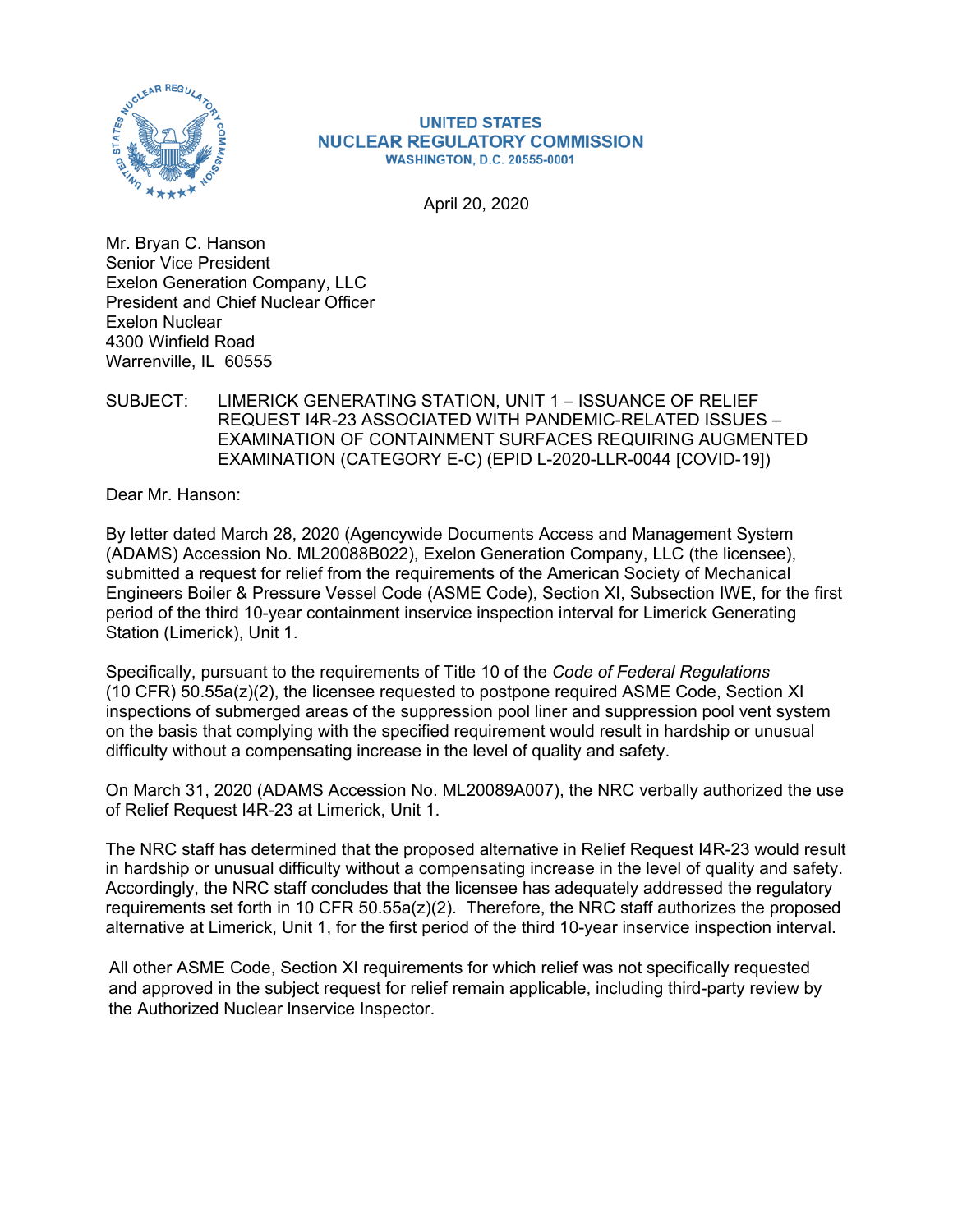UNITED STATES
NUCLEAR REGULATORY COMMISSION
WASHINGTON, D.C. 20555-0001

April 20, 2020

Mr. Bryan C. Hanson
Senior Vice President
Exelon Generation Company, LLC
President and Chief Nuclear Officer
Exelon Nuclear
4300 Winfield Road
Warrenville, IL 60555

SUBJECT: LIMERICK GENERATING STATION, UNIT 1 – ISSUANCE OF RELIEF REQUEST I4R-23 ASSOCIATED WITH PANDEMIC-RELATED ISSUES – EXAMINATION OF CONTAINMENT SURFACES REQUIRING AUGMENTED EXAMINATION (CATEGORY E-C) (EPID L-2020-LLR-0044 [COVID-19])

Dear Mr. Hanson:

By letter dated March 28, 2020 (Agencywide Documents Access and Management System (ADAMS) Accession No. ML20088B022), Exelon Generation Company, LLC (the licensee), submitted a request for relief from the requirements of the American Society of Mechanical Engineers Boiler & Pressure Vessel Code (ASME Code), Section XI, Subsection IWE, for the first period of the third 10-year containment inservice inspection interval for Limerick Generating Station (Limerick), Unit 1.

Specifically, pursuant to the requirements of Title 10 of the *Code of Federal Regulations* (10 CFR) 50.55a(z)(2), the licensee requested to postpone required ASME Code, Section XI inspections of submerged areas of the suppression pool liner and suppression pool vent system on the basis that complying with the specified requirement would result in hardship or unusual difficulty without a compensating increase in the level of quality and safety.

On March 31, 2020 (ADAMS Accession No. ML20089A007), the NRC verbally authorized the use of Relief Request I4R-23 at Limerick, Unit 1.

The NRC staff has determined that the proposed alternative in Relief Request I4R-23 would result in hardship or unusual difficulty without a compensating increase in the level of quality and safety. Accordingly, the NRC staff concludes that the licensee has adequately addressed the regulatory requirements set forth in 10 CFR 50.55a(z)(2). Therefore, the NRC staff authorizes the proposed alternative at Limerick, Unit 1, for the first period of the third 10-year inservice inspection interval.

All other ASME Code, Section XI requirements for which relief was not specifically requested and approved in the subject request for relief remain applicable, including third-party review by the Authorized Nuclear Inservice Inspector.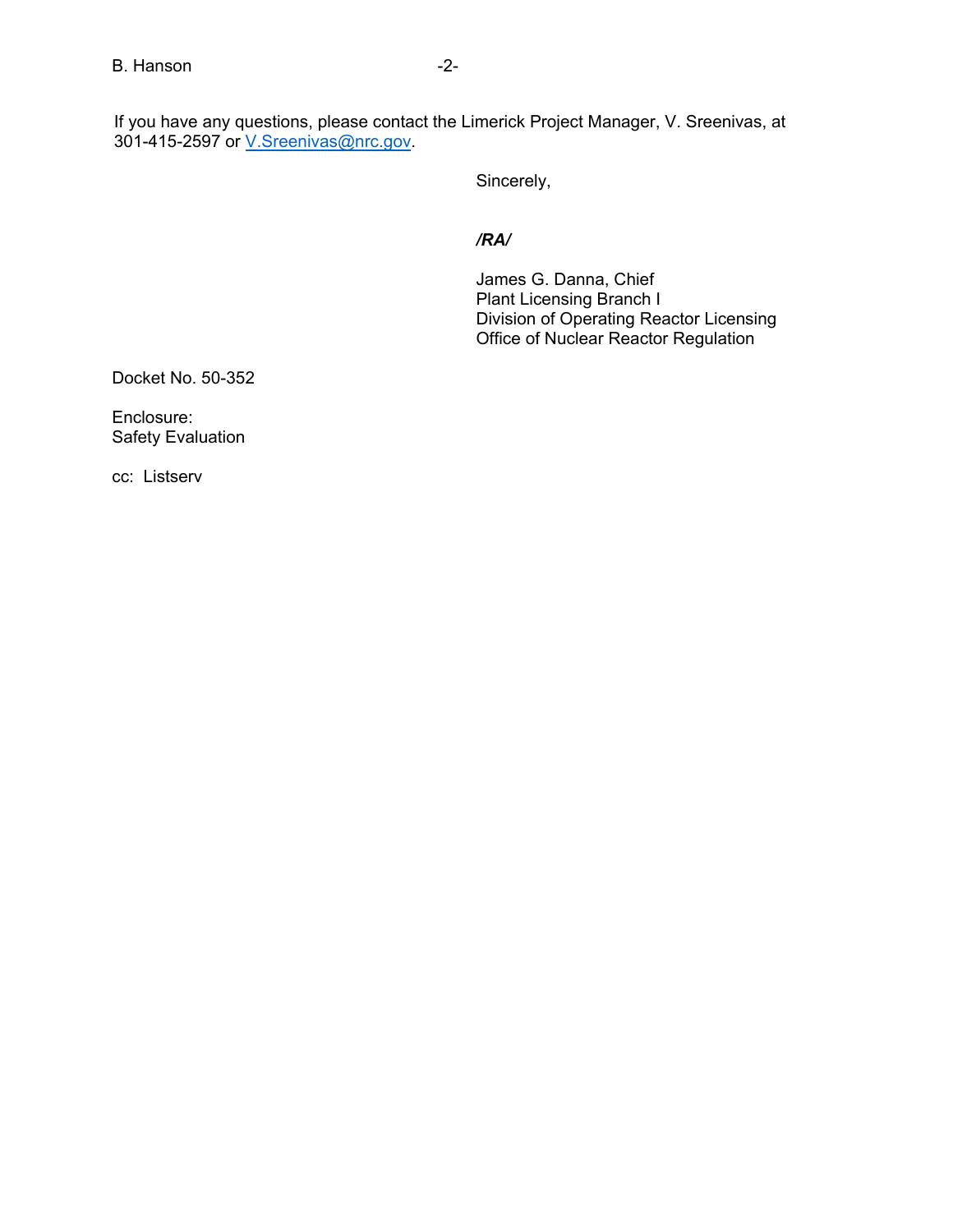If you have any questions, please contact the Limerick Project Manager, V. Sreenivas, at 301-415-2597 or V.Sreenivas@nrc.gov.

Sincerely,

***/RA/***

James G. Danna, Chief
Plant Licensing Branch I
Division of Operating Reactor Licensing
Office of Nuclear Reactor Regulation

Docket No. 50-352

Enclosure:
Safety Evaluation

cc: Listserv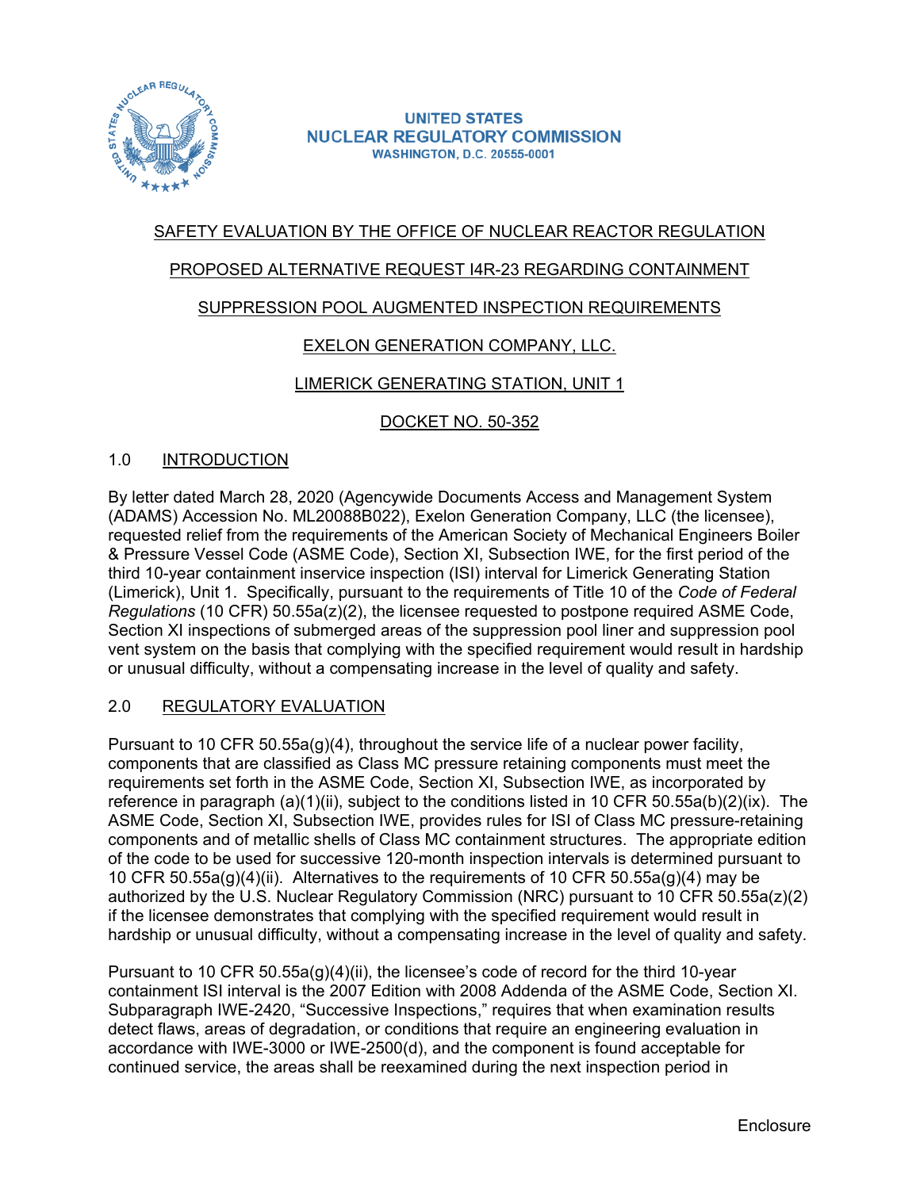UNITED STATES
NUCLEAR REGULATORY COMMISSION
WASHINGTON, D.C. 20555-0001

SAFETY EVALUATION BY THE OFFICE OF NUCLEAR REACTOR REGULATION

PROPOSED ALTERNATIVE REQUEST I4R-23 REGARDING CONTAINMENT

SUPPRESSION POOL AUGMENTED INSPECTION REQUIREMENTS

EXELON GENERATION COMPANY, LLC.

LIMERICK GENERATING STATION, UNIT 1

DOCKET NO. 50-352

## 1.0 INTRODUCTION

By letter dated March 28, 2020 (Agencywide Documents Access and Management System (ADAMS) Accession No. ML20088B022), Exelon Generation Company, LLC (the licensee), requested relief from the requirements of the American Society of Mechanical Engineers Boiler & Pressure Vessel Code (ASME Code), Section XI, Subsection IWE, for the first period of the third 10-year containment inservice inspection (ISI) interval for Limerick Generating Station (Limerick), Unit 1. Specifically, pursuant to the requirements of Title 10 of the *Code of Federal Regulations* (10 CFR) 50.55a(z)(2), the licensee requested to postpone required ASME Code, Section XI inspections of submerged areas of the suppression pool liner and suppression pool vent system on the basis that complying with the specified requirement would result in hardship or unusual difficulty, without a compensating increase in the level of quality and safety.

## 2.0 REGULATORY EVALUATION

Pursuant to 10 CFR 50.55a(g)(4), throughout the service life of a nuclear power facility, components that are classified as Class MC pressure retaining components must meet the requirements set forth in the ASME Code, Section XI, Subsection IWE, as incorporated by reference in paragraph (a)(1)(ii), subject to the conditions listed in 10 CFR 50.55a(b)(2)(ix). The ASME Code, Section XI, Subsection IWE, provides rules for ISI of Class MC pressure-retaining components and of metallic shells of Class MC containment structures. The appropriate edition of the code to be used for successive 120-month inspection intervals is determined pursuant to 10 CFR 50.55a(g)(4)(ii). Alternatives to the requirements of 10 CFR 50.55a(g)(4) may be authorized by the U.S. Nuclear Regulatory Commission (NRC) pursuant to 10 CFR 50.55a(z)(2) if the licensee demonstrates that complying with the specified requirement would result in hardship or unusual difficulty, without a compensating increase in the level of quality and safety.

Pursuant to 10 CFR 50.55a(g)(4)(ii), the licensee's code of record for the third 10-year containment ISI interval is the 2007 Edition with 2008 Addenda of the ASME Code, Section XI. Subparagraph IWE-2420, "Successive Inspections," requires that when examination results detect flaws, areas of degradation, or conditions that require an engineering evaluation in accordance with IWE-3000 or IWE-2500(d), and the component is found acceptable for continued service, the areas shall be reexamined during the next inspection period in

Enclosure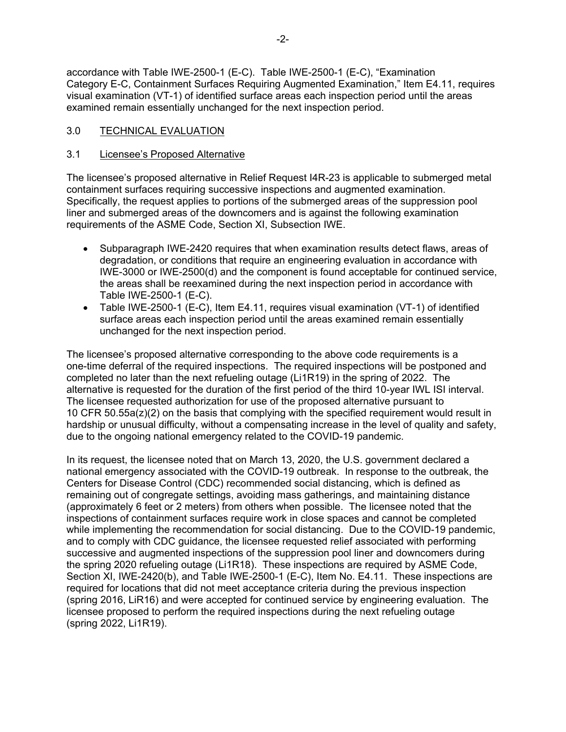accordance with Table IWE-2500-1 (E-C). Table IWE-2500-1 (E-C), "Examination Category E-C, Containment Surfaces Requiring Augmented Examination," Item E4.11, requires visual examination (VT-1) of identified surface areas each inspection period until the areas examined remain essentially unchanged for the next inspection period.

## 3.0 TECHNICAL EVALUATION

### 3.1 Licensee's Proposed Alternative

The licensee's proposed alternative in Relief Request I4R-23 is applicable to submerged metal containment surfaces requiring successive inspections and augmented examination. Specifically, the request applies to portions of the submerged areas of the suppression pool liner and submerged areas of the downcomers and is against the following examination requirements of the ASME Code, Section XI, Subsection IWE.

- Subparagraph IWE-2420 requires that when examination results detect flaws, areas of degradation, or conditions that require an engineering evaluation in accordance with IWE-3000 or IWE-2500(d) and the component is found acceptable for continued service, the areas shall be reexamined during the next inspection period in accordance with Table IWE-2500-1 (E-C).
- Table IWE-2500-1 (E-C), Item E4.11, requires visual examination (VT-1) of identified surface areas each inspection period until the areas examined remain essentially unchanged for the next inspection period.

The licensee's proposed alternative corresponding to the above code requirements is a one-time deferral of the required inspections. The required inspections will be postponed and completed no later than the next refueling outage (Li1R19) in the spring of 2022. The alternative is requested for the duration of the first period of the third 10-year IWL ISI interval. The licensee requested authorization for use of the proposed alternative pursuant to 10 CFR 50.55a(z)(2) on the basis that complying with the specified requirement would result in hardship or unusual difficulty, without a compensating increase in the level of quality and safety, due to the ongoing national emergency related to the COVID-19 pandemic.

In its request, the licensee noted that on March 13, 2020, the U.S. government declared a national emergency associated with the COVID-19 outbreak. In response to the outbreak, the Centers for Disease Control (CDC) recommended social distancing, which is defined as remaining out of congregate settings, avoiding mass gatherings, and maintaining distance (approximately 6 feet or 2 meters) from others when possible. The licensee noted that the inspections of containment surfaces require work in close spaces and cannot be completed while implementing the recommendation for social distancing. Due to the COVID-19 pandemic, and to comply with CDC guidance, the licensee requested relief associated with performing successive and augmented inspections of the suppression pool liner and downcomers during the spring 2020 refueling outage (Li1R18). These inspections are required by ASME Code, Section XI, IWE-2420(b), and Table IWE-2500-1 (E-C), Item No. E4.11. These inspections are required for locations that did not meet acceptance criteria during the previous inspection (spring 2016, LiR16) and were accepted for continued service by engineering evaluation. The licensee proposed to perform the required inspections during the next refueling outage (spring 2022, Li1R19).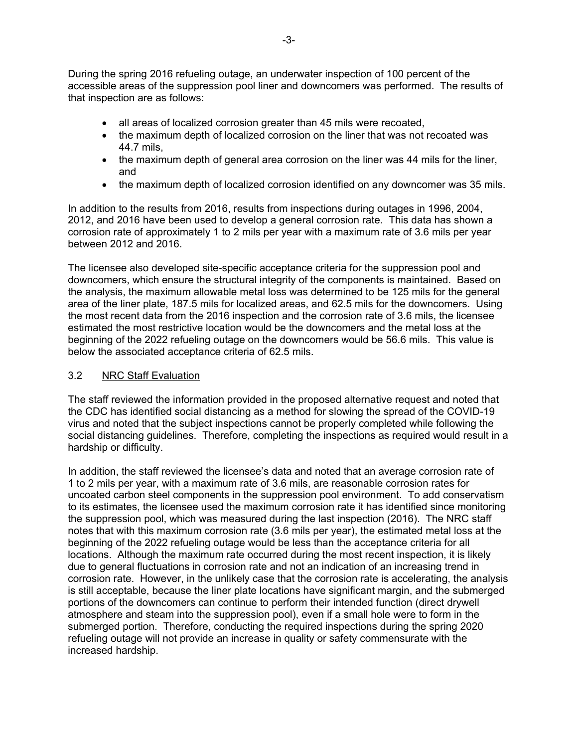During the spring 2016 refueling outage, an underwater inspection of 100 percent of the accessible areas of the suppression pool liner and downcomers was performed. The results of that inspection are as follows:

- all areas of localized corrosion greater than 45 mils were recoated,
- the maximum depth of localized corrosion on the liner that was not recoated was 44.7 mils,
- the maximum depth of general area corrosion on the liner was 44 mils for the liner, and
- the maximum depth of localized corrosion identified on any downcomer was 35 mils.

In addition to the results from 2016, results from inspections during outages in 1996, 2004, 2012, and 2016 have been used to develop a general corrosion rate. This data has shown a corrosion rate of approximately 1 to 2 mils per year with a maximum rate of 3.6 mils per year between 2012 and 2016.

The licensee also developed site-specific acceptance criteria for the suppression pool and downcomers, which ensure the structural integrity of the components is maintained. Based on the analysis, the maximum allowable metal loss was determined to be 125 mils for the general area of the liner plate, 187.5 mils for localized areas, and 62.5 mils for the downcomers. Using the most recent data from the 2016 inspection and the corrosion rate of 3.6 mils, the licensee estimated the most restrictive location would be the downcomers and the metal loss at the beginning of the 2022 refueling outage on the downcomers would be 56.6 mils. This value is below the associated acceptance criteria of 62.5 mils.

## 3.2 NRC Staff Evaluation

The staff reviewed the information provided in the proposed alternative request and noted that the CDC has identified social distancing as a method for slowing the spread of the COVID-19 virus and noted that the subject inspections cannot be properly completed while following the social distancing guidelines. Therefore, completing the inspections as required would result in a hardship or difficulty.

In addition, the staff reviewed the licensee's data and noted that an average corrosion rate of 1 to 2 mils per year, with a maximum rate of 3.6 mils, are reasonable corrosion rates for uncoated carbon steel components in the suppression pool environment. To add conservatism to its estimates, the licensee used the maximum corrosion rate it has identified since monitoring the suppression pool, which was measured during the last inspection (2016). The NRC staff notes that with this maximum corrosion rate (3.6 mils per year), the estimated metal loss at the beginning of the 2022 refueling outage would be less than the acceptance criteria for all locations. Although the maximum rate occurred during the most recent inspection, it is likely due to general fluctuations in corrosion rate and not an indication of an increasing trend in corrosion rate. However, in the unlikely case that the corrosion rate is accelerating, the analysis is still acceptable, because the liner plate locations have significant margin, and the submerged portions of the downcomers can continue to perform their intended function (direct drywell atmosphere and steam into the suppression pool), even if a small hole were to form in the submerged portion. Therefore, conducting the required inspections during the spring 2020 refueling outage will not provide an increase in quality or safety commensurate with the increased hardship.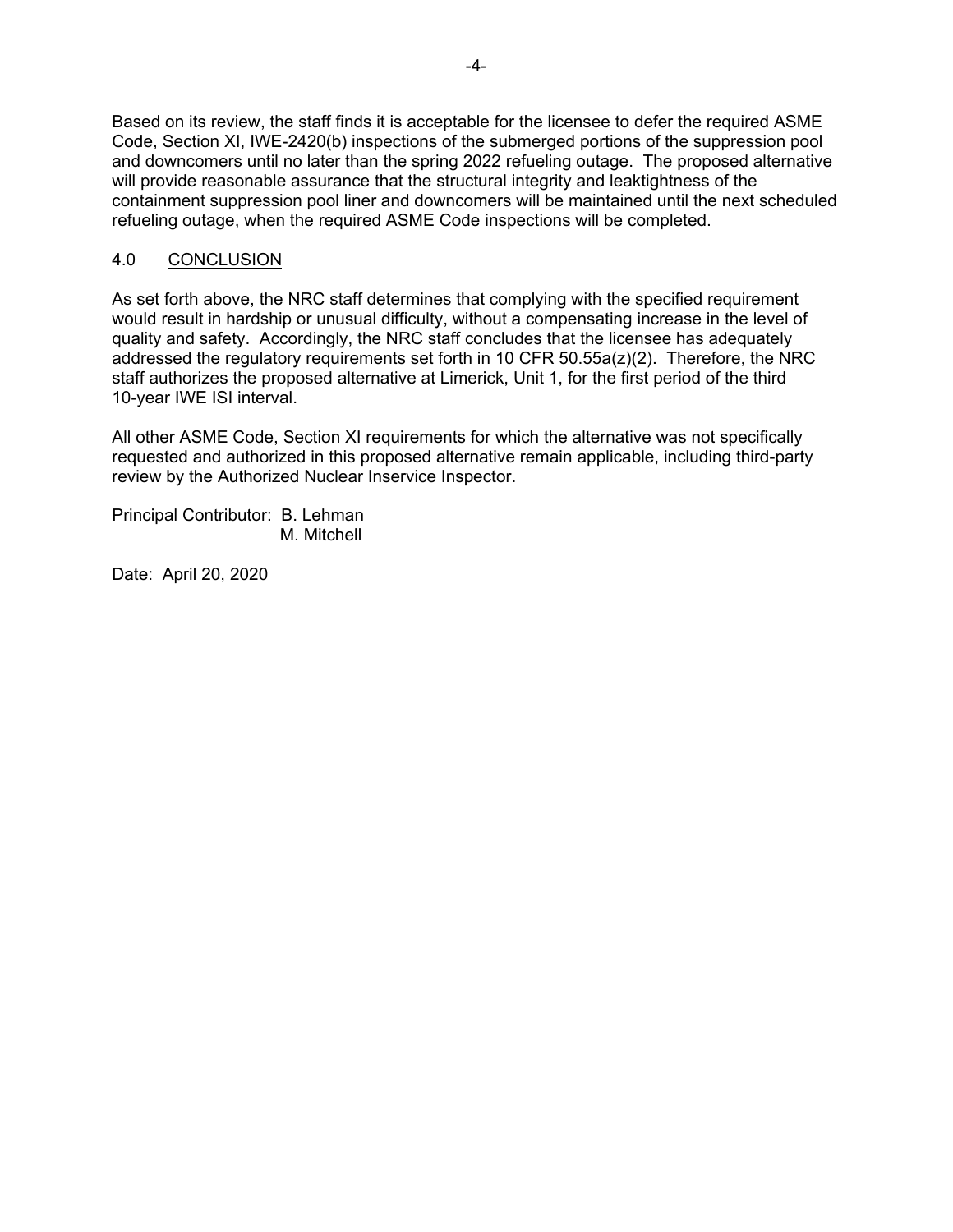Based on its review, the staff finds it is acceptable for the licensee to defer the required ASME Code, Section XI, IWE-2420(b) inspections of the submerged portions of the suppression pool and downcomers until no later than the spring 2022 refueling outage. The proposed alternative will provide reasonable assurance that the structural integrity and leaktightness of the containment suppression pool liner and downcomers will be maintained until the next scheduled refueling outage, when the required ASME Code inspections will be completed.

## 4.0 CONCLUSION

As set forth above, the NRC staff determines that complying with the specified requirement would result in hardship or unusual difficulty, without a compensating increase in the level of quality and safety. Accordingly, the NRC staff concludes that the licensee has adequately addressed the regulatory requirements set forth in 10 CFR 50.55a(z)(2). Therefore, the NRC staff authorizes the proposed alternative at Limerick, Unit 1, for the first period of the third 10-year IWE ISI interval.

All other ASME Code, Section XI requirements for which the alternative was not specifically requested and authorized in this proposed alternative remain applicable, including third-party review by the Authorized Nuclear Inservice Inspector.

Principal Contributor: B. Lehman
M. Mitchell

Date: April 20, 2020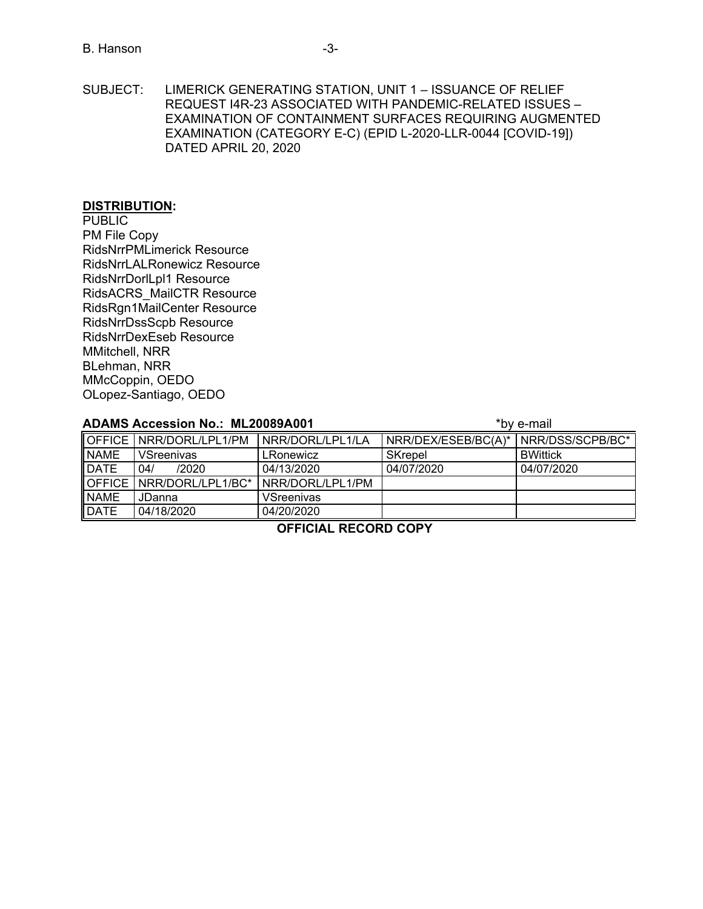SUBJECT: LIMERICK GENERATING STATION, UNIT 1 – ISSUANCE OF RELIEF REQUEST I4R-23 ASSOCIATED WITH PANDEMIC-RELATED ISSUES – EXAMINATION OF CONTAINMENT SURFACES REQUIRING AUGMENTED EXAMINATION (CATEGORY E-C) (EPID L-2020-LLR-0044 [COVID-19]) DATED APRIL 20, 2020

**DISTRIBUTION:**
PUBLIC
PM File Copy
RidsNrrPMLimerick Resource
RidsNrrLALRonewicz Resource
RidsNrrDorlLpl1 Resource
RidsACRS_MailCTR Resource
RidsRgn1MailCenter Resource
RidsNrrDssScpb Resource
RidsNrrDexEseb Resource
MMitchell, NRR
BLehman, NRR
MMcCoppin, OEDO
OLopez-Santiago, OEDO

**ADAMS Accession No.: ML20089A001** *by e-mail

| OFFICE | NRR/DORL/LPL1/PM | NRR/DORL/LPL1/LA | NRR/DEX/ESEB/BC(A)* | NRR/DSS/SCPB/BC* |
|---|---|---|---|---|
| NAME | VSreenivas | LRonewicz | SKrepel | BWittick |
| DATE | 04/ /2020 | 04/13/2020 | 04/07/2020 | 04/07/2020 |
| OFFICE | NRR/DORL/LPL1/BC* | NRR/DORL/LPL1/PM | | |
| NAME | JDanna | VSreenivas | | |
| DATE | 04/18/2020 | 04/20/2020 | | |

**OFFICIAL RECORD COPY**